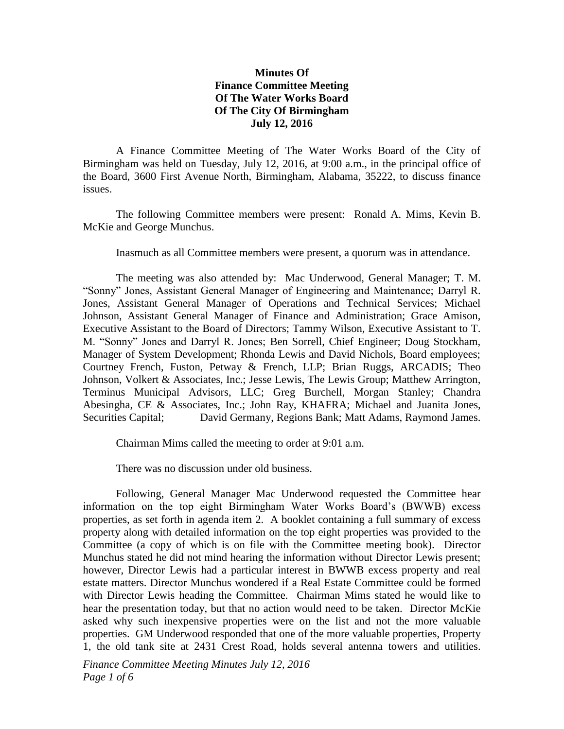# Minutes Of
# Finance Committee Meeting
# Of The Water Works Board
# Of The City Of Birmingham
# July 12, 2016

A Finance Committee Meeting of The Water Works Board of the City of Birmingham was held on Tuesday, July 12, 2016, at 9:00 a.m., in the principal office of the Board, 3600 First Avenue North, Birmingham, Alabama, 35222, to discuss finance issues.

The following Committee members were present: Ronald A. Mims, Kevin B. McKie and George Munchus.

Inasmuch as all Committee members were present, a quorum was in attendance.

The meeting was also attended by: Mac Underwood, General Manager; T. M. "Sonny" Jones, Assistant General Manager of Engineering and Maintenance; Darryl R. Jones, Assistant General Manager of Operations and Technical Services; Michael Johnson, Assistant General Manager of Finance and Administration; Grace Amison, Executive Assistant to the Board of Directors; Tammy Wilson, Executive Assistant to T. M. "Sonny" Jones and Darryl R. Jones; Ben Sorrell, Chief Engineer; Doug Stockham, Manager of System Development; Rhonda Lewis and David Nichols, Board employees; Courtney French, Fuston, Petway & French, LLP; Brian Ruggs, ARCADIS; Theo Johnson, Volkert & Associates, Inc.; Jesse Lewis, The Lewis Group; Matthew Arrington, Terminus Municipal Advisors, LLC; Greg Burchell, Morgan Stanley; Chandra Abesingha, CE & Associates, Inc.; John Ray, KHAFRA; Michael and Juanita Jones, Securities Capital; David Germany, Regions Bank; Matt Adams, Raymond James.

Chairman Mims called the meeting to order at 9:01 a.m.

There was no discussion under old business.

Following, General Manager Mac Underwood requested the Committee hear information on the top eight Birmingham Water Works Board's (BWWB) excess properties, as set forth in agenda item 2. A booklet containing a full summary of excess property along with detailed information on the top eight properties was provided to the Committee (a copy of which is on file with the Committee meeting book). Director Munchus stated he did not mind hearing the information without Director Lewis present; however, Director Lewis had a particular interest in BWWB excess property and real estate matters. Director Munchus wondered if a Real Estate Committee could be formed with Director Lewis heading the Committee. Chairman Mims stated he would like to hear the presentation today, but that no action would need to be taken. Director McKie asked why such inexpensive properties were on the list and not the more valuable properties. GM Underwood responded that one of the more valuable properties, Property 1, the old tank site at 2431 Crest Road, holds several antenna towers and utilities.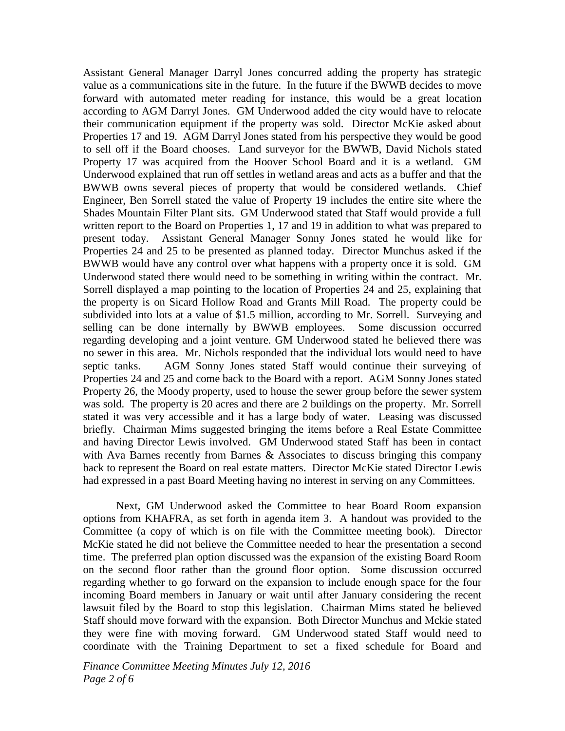Assistant General Manager Darryl Jones concurred adding the property has strategic value as a communications site in the future. In the future if the BWWB decides to move forward with automated meter reading for instance, this would be a great location according to AGM Darryl Jones. GM Underwood added the city would have to relocate their communication equipment if the property was sold. Director McKie asked about Properties 17 and 19. AGM Darryl Jones stated from his perspective they would be good to sell off if the Board chooses. Land surveyor for the BWWB, David Nichols stated Property 17 was acquired from the Hoover School Board and it is a wetland. GM Underwood explained that run off settles in wetland areas and acts as a buffer and that the BWWB owns several pieces of property that would be considered wetlands. Chief Engineer, Ben Sorrell stated the value of Property 19 includes the entire site where the Shades Mountain Filter Plant sits. GM Underwood stated that Staff would provide a full written report to the Board on Properties 1, 17 and 19 in addition to what was prepared to present today. Assistant General Manager Sonny Jones stated he would like for Properties 24 and 25 to be presented as planned today. Director Munchus asked if the BWWB would have any control over what happens with a property once it is sold. GM Underwood stated there would need to be something in writing within the contract. Mr. Sorrell displayed a map pointing to the location of Properties 24 and 25, explaining that the property is on Sicard Hollow Road and Grants Mill Road. The property could be subdivided into lots at a value of $1.5 million, according to Mr. Sorrell. Surveying and selling can be done internally by BWWB employees. Some discussion occurred regarding developing and a joint venture. GM Underwood stated he believed there was no sewer in this area. Mr. Nichols responded that the individual lots would need to have septic tanks. AGM Sonny Jones stated Staff would continue their surveying of Properties 24 and 25 and come back to the Board with a report. AGM Sonny Jones stated Property 26, the Moody property, used to house the sewer group before the sewer system was sold. The property is 20 acres and there are 2 buildings on the property. Mr. Sorrell stated it was very accessible and it has a large body of water. Leasing was discussed briefly. Chairman Mims suggested bringing the items before a Real Estate Committee and having Director Lewis involved. GM Underwood stated Staff has been in contact with Ava Barnes recently from Barnes & Associates to discuss bringing this company back to represent the Board on real estate matters. Director McKie stated Director Lewis had expressed in a past Board Meeting having no interest in serving on any Committees.

Next, GM Underwood asked the Committee to hear Board Room expansion options from KHAFRA, as set forth in agenda item 3. A handout was provided to the Committee (a copy of which is on file with the Committee meeting book). Director McKie stated he did not believe the Committee needed to hear the presentation a second time. The preferred plan option discussed was the expansion of the existing Board Room on the second floor rather than the ground floor option. Some discussion occurred regarding whether to go forward on the expansion to include enough space for the four incoming Board members in January or wait until after January considering the recent lawsuit filed by the Board to stop this legislation. Chairman Mims stated he believed Staff should move forward with the expansion. Both Director Munchus and Mckie stated they were fine with moving forward. GM Underwood stated Staff would need to coordinate with the Training Department to set a fixed schedule for Board and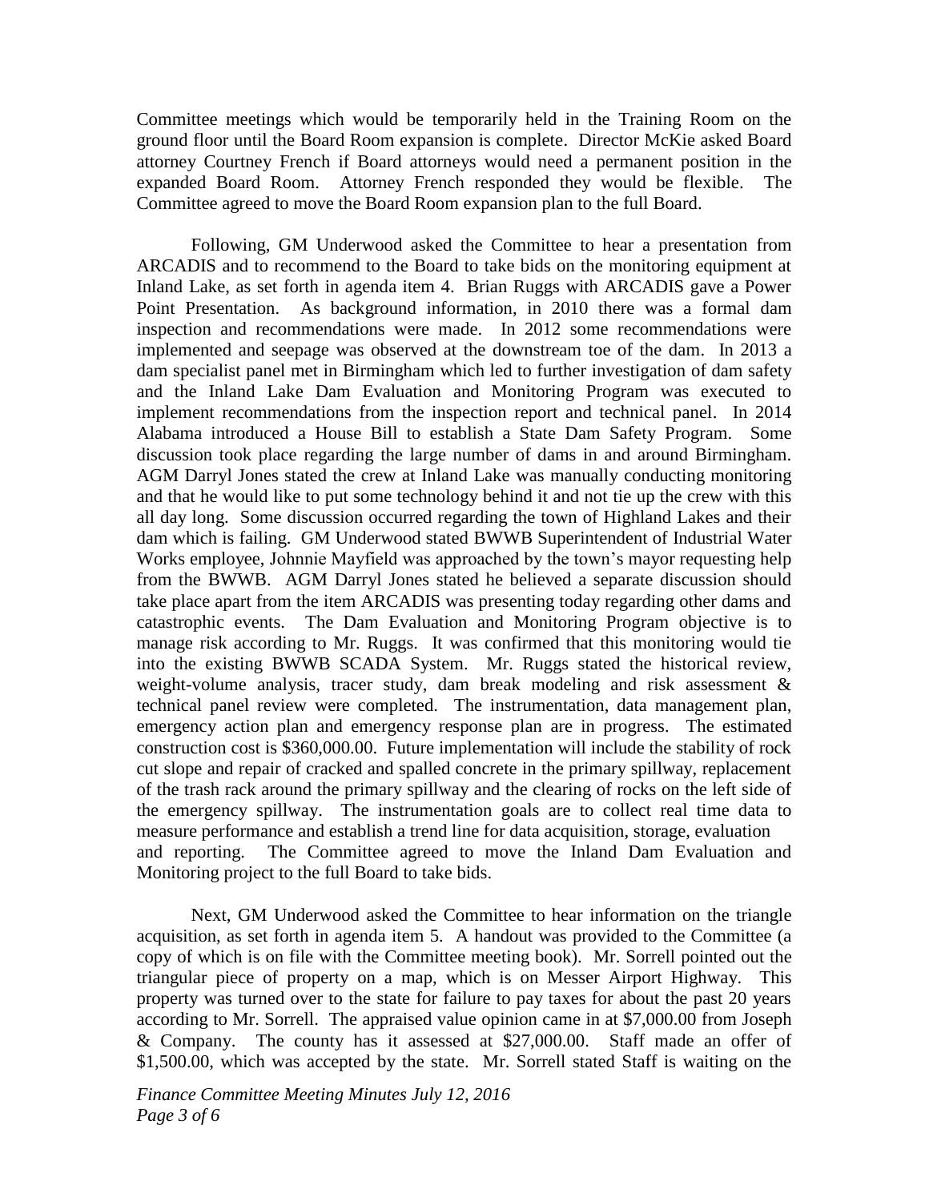Committee meetings which would be temporarily held in the Training Room on the ground floor until the Board Room expansion is complete. Director McKie asked Board attorney Courtney French if Board attorneys would need a permanent position in the expanded Board Room. Attorney French responded they would be flexible. The Committee agreed to move the Board Room expansion plan to the full Board.

Following, GM Underwood asked the Committee to hear a presentation from ARCADIS and to recommend to the Board to take bids on the monitoring equipment at Inland Lake, as set forth in agenda item 4. Brian Ruggs with ARCADIS gave a Power Point Presentation. As background information, in 2010 there was a formal dam inspection and recommendations were made. In 2012 some recommendations were implemented and seepage was observed at the downstream toe of the dam. In 2013 a dam specialist panel met in Birmingham which led to further investigation of dam safety and the Inland Lake Dam Evaluation and Monitoring Program was executed to implement recommendations from the inspection report and technical panel. In 2014 Alabama introduced a House Bill to establish a State Dam Safety Program. Some discussion took place regarding the large number of dams in and around Birmingham. AGM Darryl Jones stated the crew at Inland Lake was manually conducting monitoring and that he would like to put some technology behind it and not tie up the crew with this all day long. Some discussion occurred regarding the town of Highland Lakes and their dam which is failing. GM Underwood stated BWWB Superintendent of Industrial Water Works employee, Johnnie Mayfield was approached by the town's mayor requesting help from the BWWB. AGM Darryl Jones stated he believed a separate discussion should take place apart from the item ARCADIS was presenting today regarding other dams and catastrophic events. The Dam Evaluation and Monitoring Program objective is to manage risk according to Mr. Ruggs. It was confirmed that this monitoring would tie into the existing BWWB SCADA System. Mr. Ruggs stated the historical review, weight-volume analysis, tracer study, dam break modeling and risk assessment & technical panel review were completed. The instrumentation, data management plan, emergency action plan and emergency response plan are in progress. The estimated construction cost is $360,000.00. Future implementation will include the stability of rock cut slope and repair of cracked and spalled concrete in the primary spillway, replacement of the trash rack around the primary spillway and the clearing of rocks on the left side of the emergency spillway. The instrumentation goals are to collect real time data to measure performance and establish a trend line for data acquisition, storage, evaluation and reporting. The Committee agreed to move the Inland Dam Evaluation and Monitoring project to the full Board to take bids.

Next, GM Underwood asked the Committee to hear information on the triangle acquisition, as set forth in agenda item 5. A handout was provided to the Committee (a copy of which is on file with the Committee meeting book). Mr. Sorrell pointed out the triangular piece of property on a map, which is on Messer Airport Highway. This property was turned over to the state for failure to pay taxes for about the past 20 years according to Mr. Sorrell. The appraised value opinion came in at $7,000.00 from Joseph & Company. The county has it assessed at $27,000.00. Staff made an offer of $1,500.00, which was accepted by the state. Mr. Sorrell stated Staff is waiting on the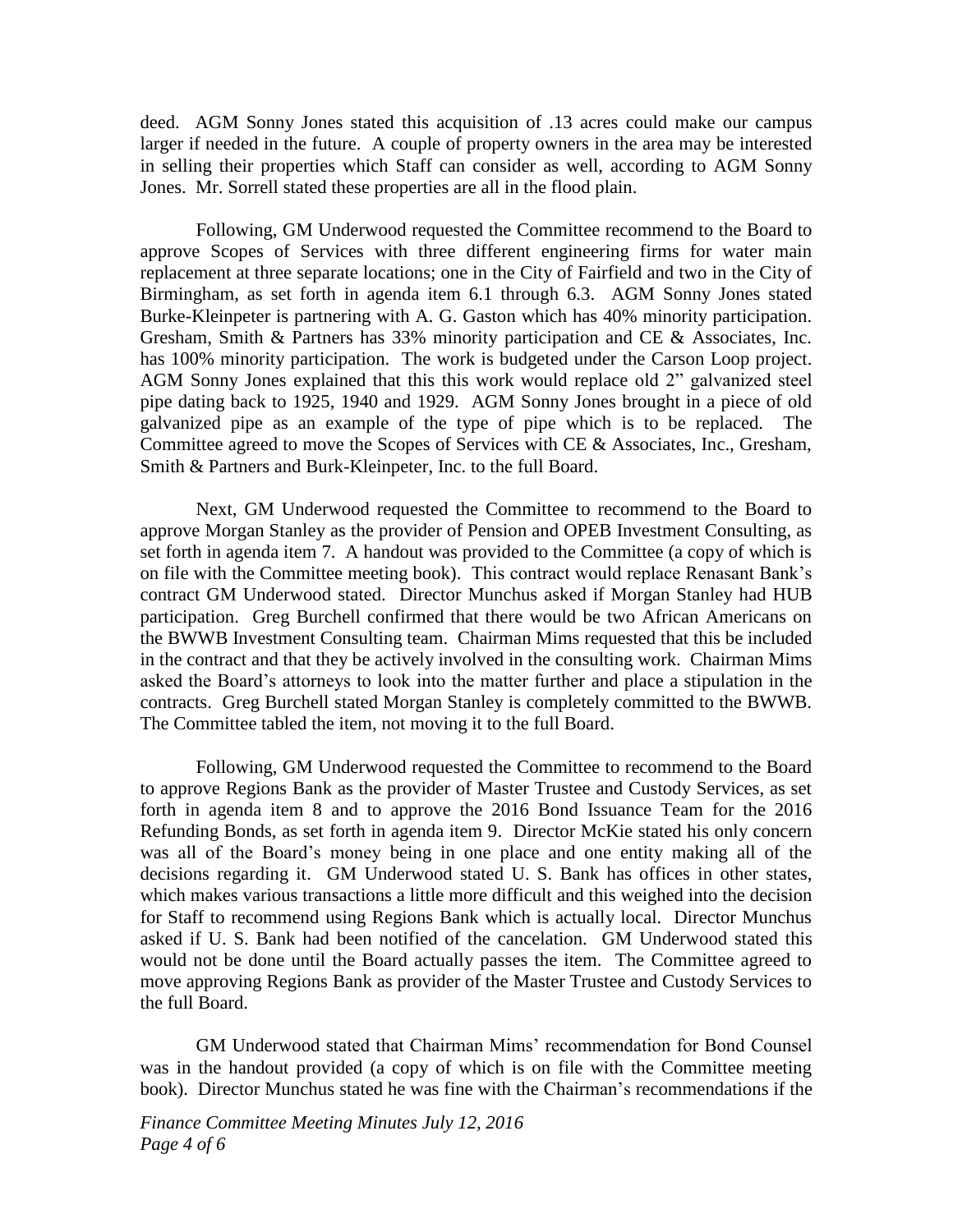deed. AGM Sonny Jones stated this acquisition of .13 acres could make our campus larger if needed in the future. A couple of property owners in the area may be interested in selling their properties which Staff can consider as well, according to AGM Sonny Jones. Mr. Sorrell stated these properties are all in the flood plain.

Following, GM Underwood requested the Committee recommend to the Board to approve Scopes of Services with three different engineering firms for water main replacement at three separate locations; one in the City of Fairfield and two in the City of Birmingham, as set forth in agenda item 6.1 through 6.3. AGM Sonny Jones stated Burke-Kleinpeter is partnering with A. G. Gaston which has 40% minority participation. Gresham, Smith & Partners has 33% minority participation and CE & Associates, Inc. has 100% minority participation. The work is budgeted under the Carson Loop project. AGM Sonny Jones explained that this this work would replace old 2" galvanized steel pipe dating back to 1925, 1940 and 1929. AGM Sonny Jones brought in a piece of old galvanized pipe as an example of the type of pipe which is to be replaced. The Committee agreed to move the Scopes of Services with CE & Associates, Inc., Gresham, Smith & Partners and Burk-Kleinpeter, Inc. to the full Board.

Next, GM Underwood requested the Committee to recommend to the Board to approve Morgan Stanley as the provider of Pension and OPEB Investment Consulting, as set forth in agenda item 7. A handout was provided to the Committee (a copy of which is on file with the Committee meeting book). This contract would replace Renasant Bank's contract GM Underwood stated. Director Munchus asked if Morgan Stanley had HUB participation. Greg Burchell confirmed that there would be two African Americans on the BWWB Investment Consulting team. Chairman Mims requested that this be included in the contract and that they be actively involved in the consulting work. Chairman Mims asked the Board's attorneys to look into the matter further and place a stipulation in the contracts. Greg Burchell stated Morgan Stanley is completely committed to the BWWB. The Committee tabled the item, not moving it to the full Board.

Following, GM Underwood requested the Committee to recommend to the Board to approve Regions Bank as the provider of Master Trustee and Custody Services, as set forth in agenda item 8 and to approve the 2016 Bond Issuance Team for the 2016 Refunding Bonds, as set forth in agenda item 9. Director McKie stated his only concern was all of the Board's money being in one place and one entity making all of the decisions regarding it. GM Underwood stated U. S. Bank has offices in other states, which makes various transactions a little more difficult and this weighed into the decision for Staff to recommend using Regions Bank which is actually local. Director Munchus asked if U. S. Bank had been notified of the cancelation. GM Underwood stated this would not be done until the Board actually passes the item. The Committee agreed to move approving Regions Bank as provider of the Master Trustee and Custody Services to the full Board.

GM Underwood stated that Chairman Mims' recommendation for Bond Counsel was in the handout provided (a copy of which is on file with the Committee meeting book). Director Munchus stated he was fine with the Chairman's recommendations if the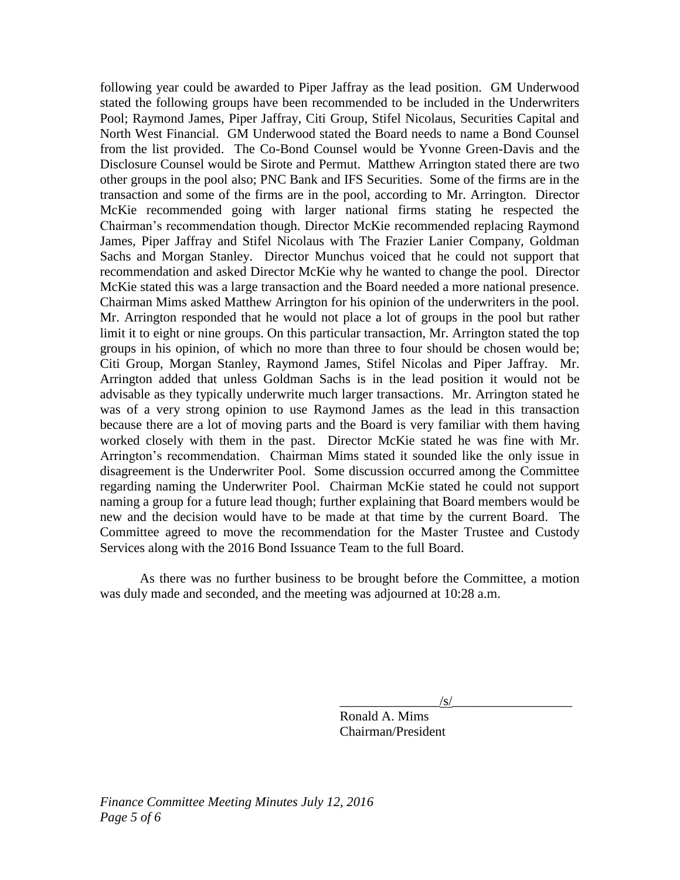following year could be awarded to Piper Jaffray as the lead position. GM Underwood stated the following groups have been recommended to be included in the Underwriters Pool; Raymond James, Piper Jaffray, Citi Group, Stifel Nicolaus, Securities Capital and North West Financial. GM Underwood stated the Board needs to name a Bond Counsel from the list provided. The Co-Bond Counsel would be Yvonne Green-Davis and the Disclosure Counsel would be Sirote and Permut. Matthew Arrington stated there are two other groups in the pool also; PNC Bank and IFS Securities. Some of the firms are in the transaction and some of the firms are in the pool, according to Mr. Arrington. Director McKie recommended going with larger national firms stating he respected the Chairman's recommendation though. Director McKie recommended replacing Raymond James, Piper Jaffray and Stifel Nicolaus with The Frazier Lanier Company, Goldman Sachs and Morgan Stanley. Director Munchus voiced that he could not support that recommendation and asked Director McKie why he wanted to change the pool. Director McKie stated this was a large transaction and the Board needed a more national presence. Chairman Mims asked Matthew Arrington for his opinion of the underwriters in the pool. Mr. Arrington responded that he would not place a lot of groups in the pool but rather limit it to eight or nine groups. On this particular transaction, Mr. Arrington stated the top groups in his opinion, of which no more than three to four should be chosen would be; Citi Group, Morgan Stanley, Raymond James, Stifel Nicolas and Piper Jaffray. Mr. Arrington added that unless Goldman Sachs is in the lead position it would not be advisable as they typically underwrite much larger transactions. Mr. Arrington stated he was of a very strong opinion to use Raymond James as the lead in this transaction because there are a lot of moving parts and the Board is very familiar with them having worked closely with them in the past. Director McKie stated he was fine with Mr. Arrington's recommendation. Chairman Mims stated it sounded like the only issue in disagreement is the Underwriter Pool. Some discussion occurred among the Committee regarding naming the Underwriter Pool. Chairman McKie stated he could not support naming a group for a future lead though; further explaining that Board members would be new and the decision would have to be made at that time by the current Board. The Committee agreed to move the recommendation for the Master Trustee and Custody Services along with the 2016 Bond Issuance Team to the full Board.

As there was no further business to be brought before the Committee, a motion was duly made and seconded, and the meeting was adjourned at 10:28 a.m.

/s/

Ronald A. Mims
Chairman/President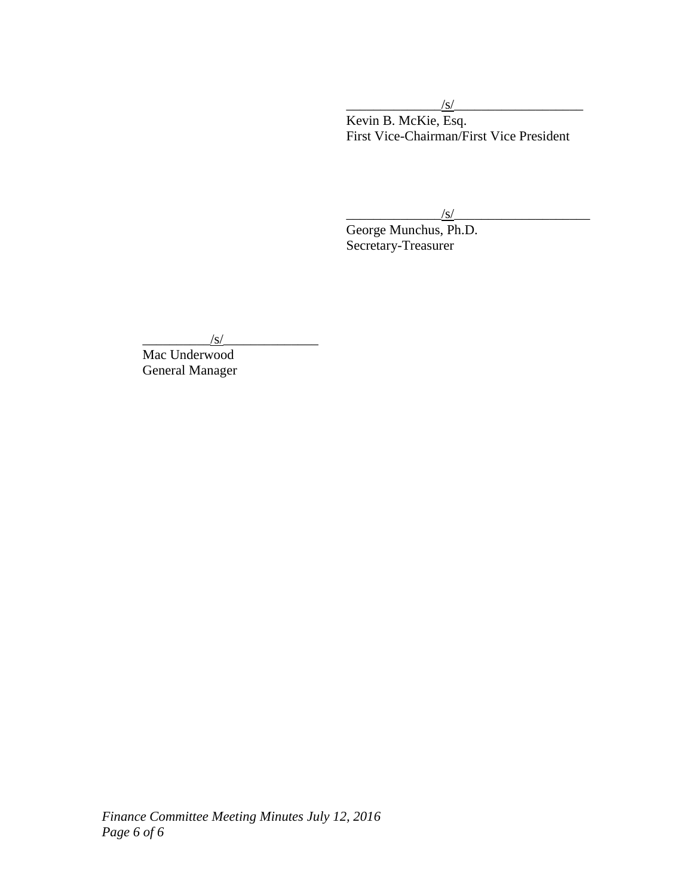______________/s/___________________
Kevin B. McKie, Esq.
First Vice-Chairman/First Vice President

______________/s/____________________
George Munchus, Ph.D.
Secretary-Treasurer

__________/s/______________
Mac Underwood
General Manager